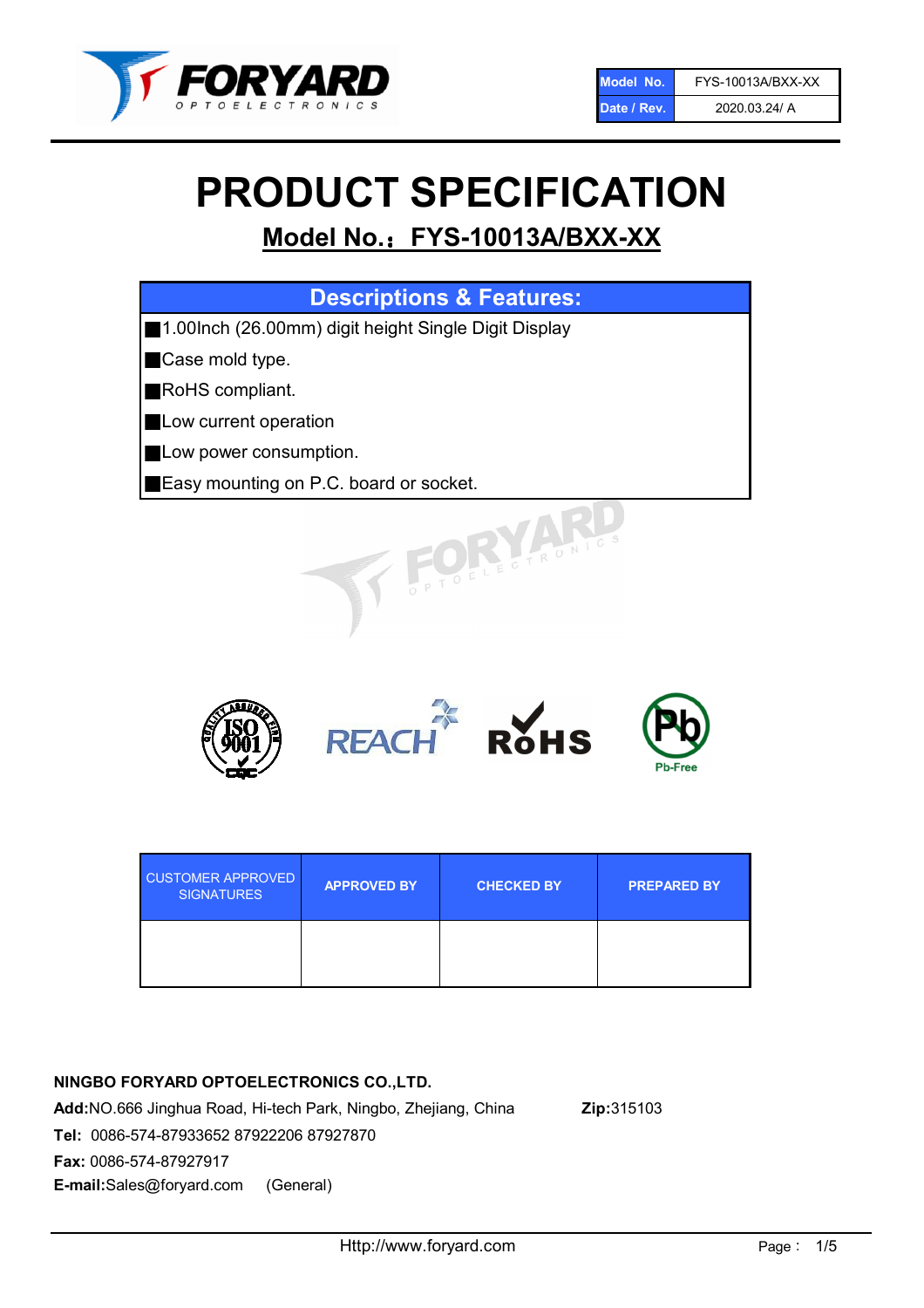| Model No. | FYS-10013A/BXX-XX |
| --- | --- |
| Date / Rev. | 2020.03.24/ A |

# PRODUCT SPECIFICATION

## Model No.：FYS-10013A/BXX-XX

| Descriptions & Features: |
| --- |
| ■1.00Inch (26.00mm) digit height Single Digit Display |
| ■Case mold type. |
| ■RoHS compliant. |
| ■Low current operation |
| ■Low power consumption. |
| ■Easy mounting on P.C. board or socket. |

| CUSTOMER APPROVED SIGNATURES | APPROVED BY | CHECKED BY | PREPARED BY |
| --- | --- | --- | --- |
| | | | |

**NINGBO FORYARD OPTOELECTRONICS CO.,LTD.**

**Add:**NO.666 Jinghua Road, Hi-tech Park, Ningbo, Zhejiang, China **Zip:**315103

**Tel:** 0086-574-87933652 87922206 87927870

**Fax:** 0086-574-87927917

**E-mail:**Sales@foryard.com (General)

Http://www.foryard.com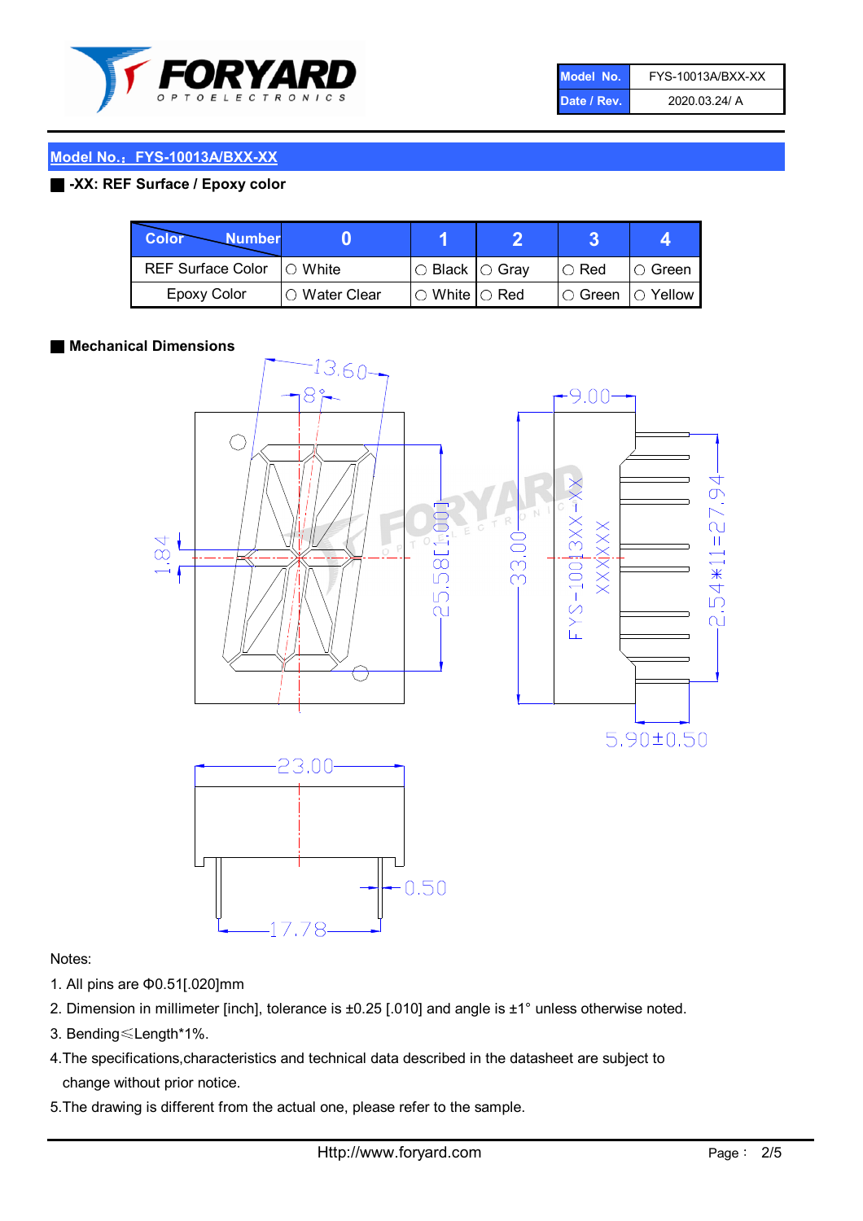| Model No. | FYS-10013A/BXX-XX |
| --- | --- |
| Date / Rev. | 2020.03.24/ A |

## Model No.：FYS-10013A/BXX-XX

### -XX: REF Surface / Epoxy color

| Color \ Number | 0 | 1 | 2 | 3 | 4 |
| --- | --- | --- | --- | --- | --- |
| REF Surface Color | ○ White | ○ Black | ○ Gray | ○ Red | ○ Green |
| Epoxy Color | ○ Water Clear | ○ White | ○ Red | ○ Green | ○ Yellow |

### Mechanical Dimensions

13.60
8°
9.00
1.84
25.58[1.000]
33.00
FYS-10013XX-XX
XXXXXX
2.54*11=27.94
5.90±0.50
23.00
0.50
17.78

Notes:

1. All pins are Φ0.51[.020]mm
2. Dimension in millimeter [inch], tolerance is ±0.25 [.010] and angle is ±1° unless otherwise noted.
3. Bending≤Length*1%.
4. The specifications,characteristics and technical data described in the datasheet are subject to change without prior notice.
5. The drawing is different from the actual one, please refer to the sample.

Http://www.foryard.com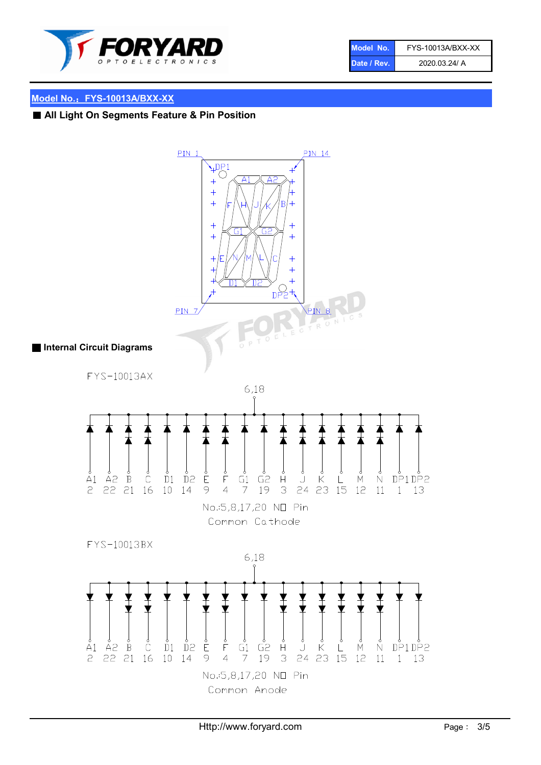## Model No.：FYS-10013A/BXX-XX

### All Light On Segments Feature & Pin Position

PIN 1 PIN 14

DP1

A1 A2

F H J K B

G1 G2

E N M L C

D1 D2

DP2

PIN 7 PIN 8

### Internal Circuit Diagrams

FYS-10013AX

6,18

| A1 | A2 | B | C | D1 | D2 | E | F | G1 | G2 | H | J | K | L | M | N | DP1 | DP2 |
|---|---|---|---|---|---|---|---|---|---|---|---|---|---|---|---|---|---|
| 2 | 22 | 21 | 16 | 10 | 14 | 9 | 4 | 7 | 19 | 3 | 24 | 23 | 15 | 12 | 11 | 1 | 13 |

No.:5,8,17,20 NO Pin

Common Cathode

FYS-10013BX

6,18

| A1 | A2 | B | C | D1 | D2 | E | F | G1 | G2 | H | J | K | L | M | N | DP1 | DP2 |
|---|---|---|---|---|---|---|---|---|---|---|---|---|---|---|---|---|---|
| 2 | 22 | 21 | 16 | 10 | 14 | 9 | 4 | 7 | 19 | 3 | 24 | 23 | 15 | 12 | 11 | 1 | 13 |

No.:5,8,17,20 NO Pin

Common Anode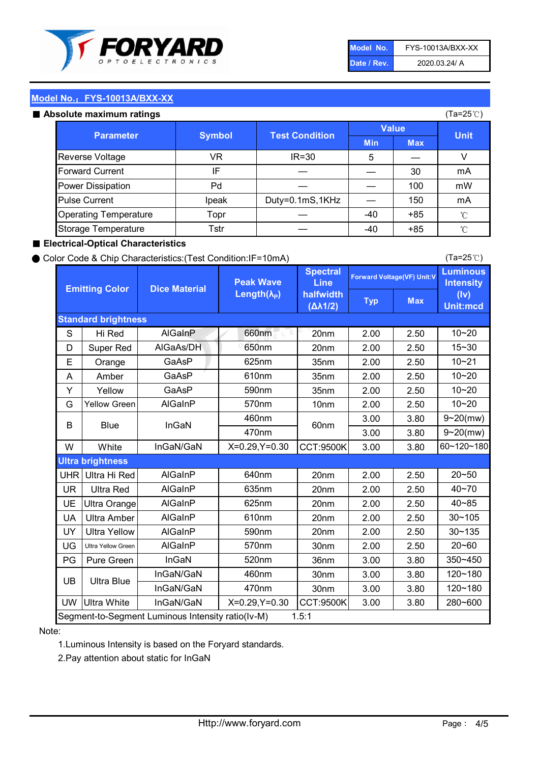| Model No. | FYS-10013A/BXX-XX |
|---|---|
| Date / Rev. | 2020.03.24/ A |

## Model No.：FYS-10013A/BXX-XX

### ■ Absolute maximum ratings

(Ta=25℃)

| Parameter | Symbol | Test Condition | Value | | Unit |
|---|---|---|---|---|---|
| | | | Min | Max | |
| Reverse Voltage | VR | IR=30 | 5 | — | V |
| Forward Current | IF | — | — | 30 | mA |
| Power Dissipation | Pd | — | — | 100 | mW |
| Pulse Current | Ipeak | Duty=0.1mS,1KHz | — | 150 | mA |
| Operating Temperature | Topr | — | -40 | +85 | ℃ |
| Storage Temperature | Tstr | — | -40 | +85 | ℃ |

### ■ Electrical-Optical Characteristics

● Color Code & Chip Characteristics:(Test Condition:IF=10mA)

(Ta=25℃)

| Emitting Color | | Dice Material | Peak Wave Length($\lambda_P$) | Spectral Line halfwidth ($\Delta\lambda 1/2$) | Forward Voltage(VF) Unit:V | | Luminous Intensity (Iv) Unit:mcd |
|---|---|---|---|---|---|---|---|
| | | | | | Typ | Max | |
| **Standard brightness** | | | | | | | |
| S | Hi Red | AlGaInP | 660nm | 20nm | 2.00 | 2.50 | 10~20 |
| D | Super Red | AlGaAs/DH | 650nm | 20nm | 2.00 | 2.50 | 15~30 |
| E | Orange | GaAsP | 625nm | 35nm | 2.00 | 2.50 | 10~21 |
| A | Amber | GaAsP | 610nm | 35nm | 2.00 | 2.50 | 10~20 |
| Y | Yellow | GaAsP | 590nm | 35nm | 2.00 | 2.50 | 10~20 |
| G | Yellow Green | AlGaInP | 570nm | 10nm | 2.00 | 2.50 | 10~20 |
| B | Blue | InGaN | 460nm | 60nm | 3.00 | 3.80 | 9~20(mw) |
| | | | 470nm | | 3.00 | 3.80 | 9~20(mw) |
| W | White | InGaN/GaN | X=0.29,Y=0.30 | CCT:9500K | 3.00 | 3.80 | 60~120~180 |
| **Ultra brightness** | | | | | | | |
| UHR | Ultra Hi Red | AlGaInP | 640nm | 20nm | 2.00 | 2.50 | 20~50 |
| UR | Ultra Red | AlGaInP | 635nm | 20nm | 2.00 | 2.50 | 40~70 |
| UE | Ultra Orange | AlGaInP | 625nm | 20nm | 2.00 | 2.50 | 40~85 |
| UA | Ultra Amber | AlGaInP | 610nm | 20nm | 2.00 | 2.50 | 30~105 |
| UY | Ultra Yellow | AlGaInP | 590nm | 20nm | 2.00 | 2.50 | 30~135 |
| UG | Ultra Yellow Green | AlGaInP | 570nm | 30nm | 2.00 | 2.50 | 20~60 |
| PG | Pure Green | InGaN | 520nm | 36nm | 3.00 | 3.80 | 350~450 |
| UB | Ultra Blue | InGaN/GaN | 460nm | 30nm | 3.00 | 3.80 | 120~180 |
| | | InGaN/GaN | 470nm | 30nm | 3.00 | 3.80 | 120~180 |
| UW | Ultra White | InGaN/GaN | X=0.29,Y=0.30 | CCT:9500K | 3.00 | 3.80 | 280~600 |
| Segment-to-Segment Luminous Intensity ratio(Iv-M) | | | | 1.5:1 | | | |

Note:

1.Luminous Intensity is based on the Foryard standards.

2.Pay attention about static for InGaN

Http://www.foryard.com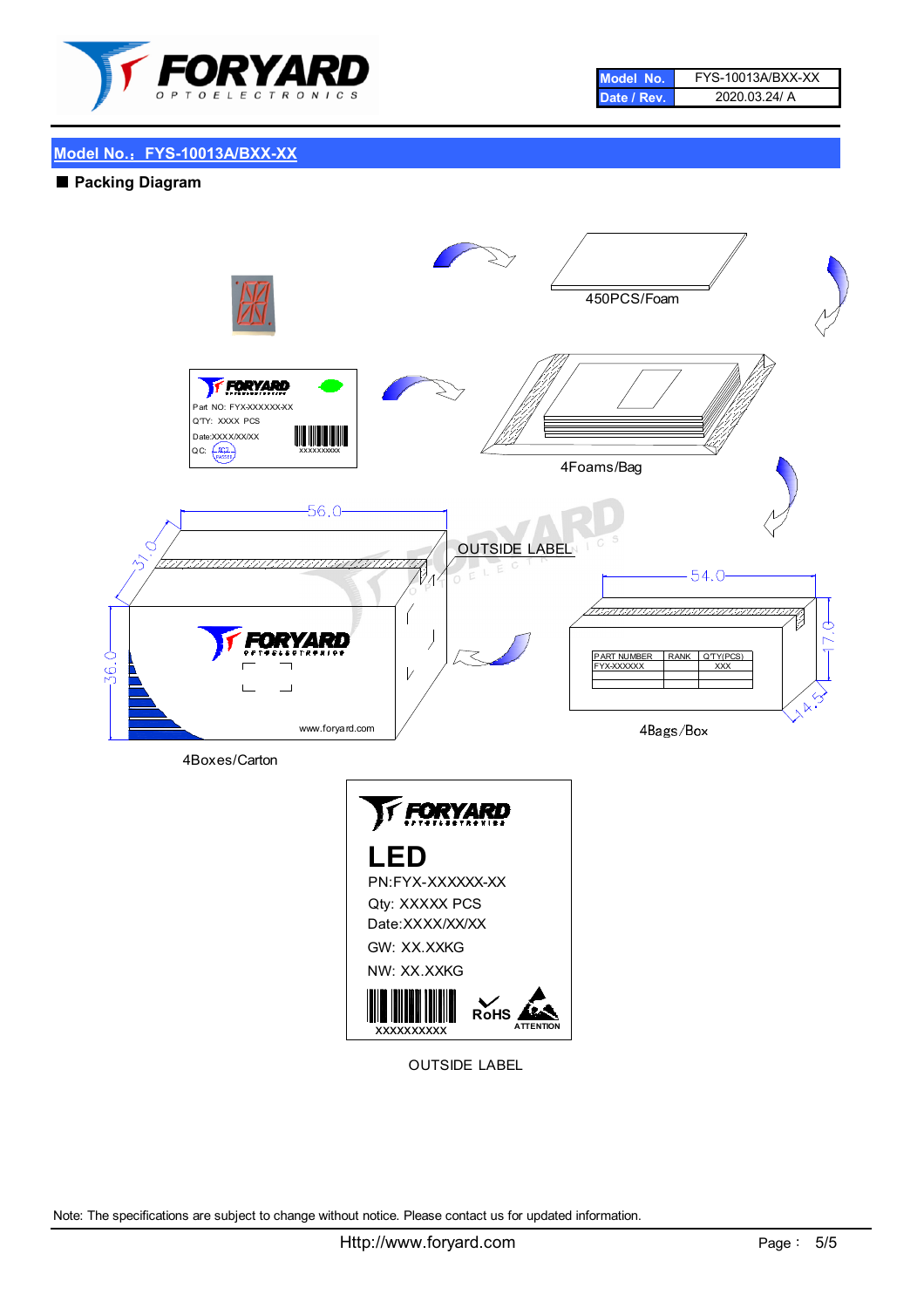| Model No. | FYS-10013A/BXX-XX |
|---|---|
| Date / Rev. | 2020.03.24/ A |

## Model No.: FYS-10013A/BXX-XX

■ Packing Diagram

450PCS/Foam

FORYARD
Part NO: FYX-XXXXXXX-XX
Q'TY: XXXX PCS
Date:XXXX/XX/XX
QC:
XXXXXXXXXX

4Foams/Bag

56.0

31.0

36.0

OUTSIDE LABEL

www.foryard.com

4Boxes/Carton

54.0

17.0

14.5

| PART NUMBER | RANK | Q'TY(PCS) |
|---|---|---|
| FYX-XXXXXX | | XXX |

4Bags/Box

FORYARD

LED
PN:FYX-XXXXXX-XX
Qty: XXXXX PCS
Date:XXXX/XX/XX
GW: XX.XXKG
NW: XX.XXKG
XXXXXXXXXX
RoHS
ATTENTION

OUTSIDE LABEL

Note: The specifications are subject to change without notice. Please contact us for updated information.